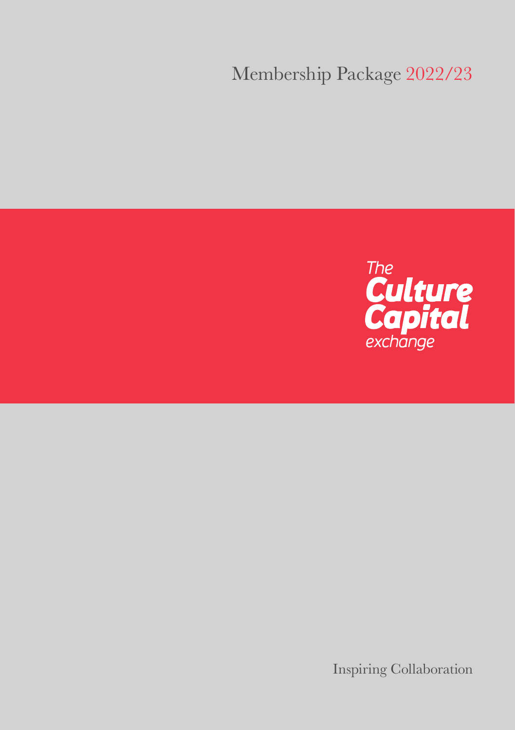# Membership Package 2022/23

The Culture Capital exchange

Inspiring Collaboration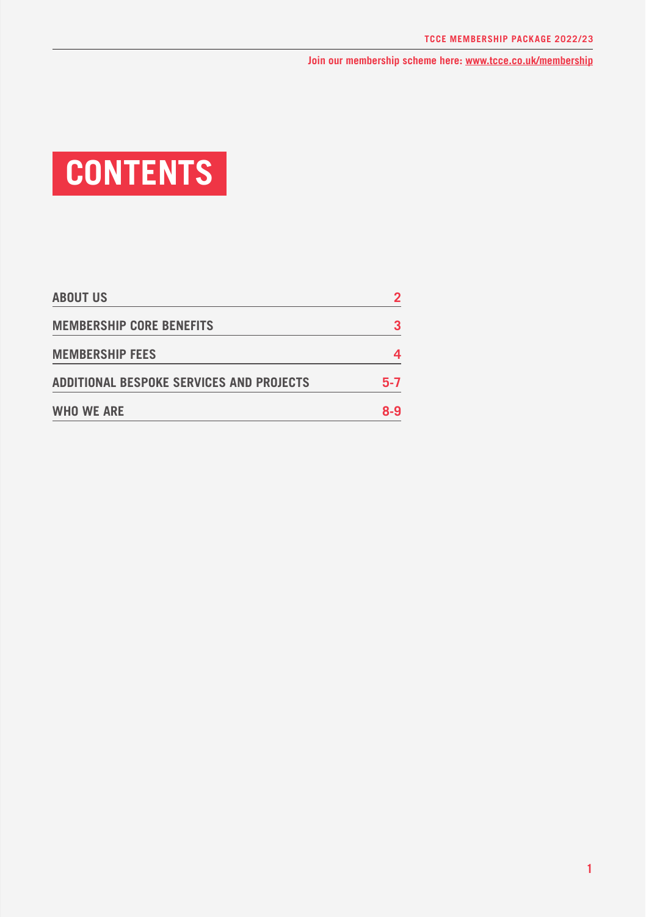Join our membership scheme here: [www.tcce.co.uk/membership](www.tcce.co.uk/membership)

# CONTENTS

| | |
|---|---|
| ABOUT US | 2 |
| MEMBERSHIP CORE BENEFITS | 3 |
| MEMBERSHIP FEES | 4 |
| ADDITIONAL BESPOKE SERVICES AND PROJECTS | 5-7 |
| WHO WE ARE | 8-9 |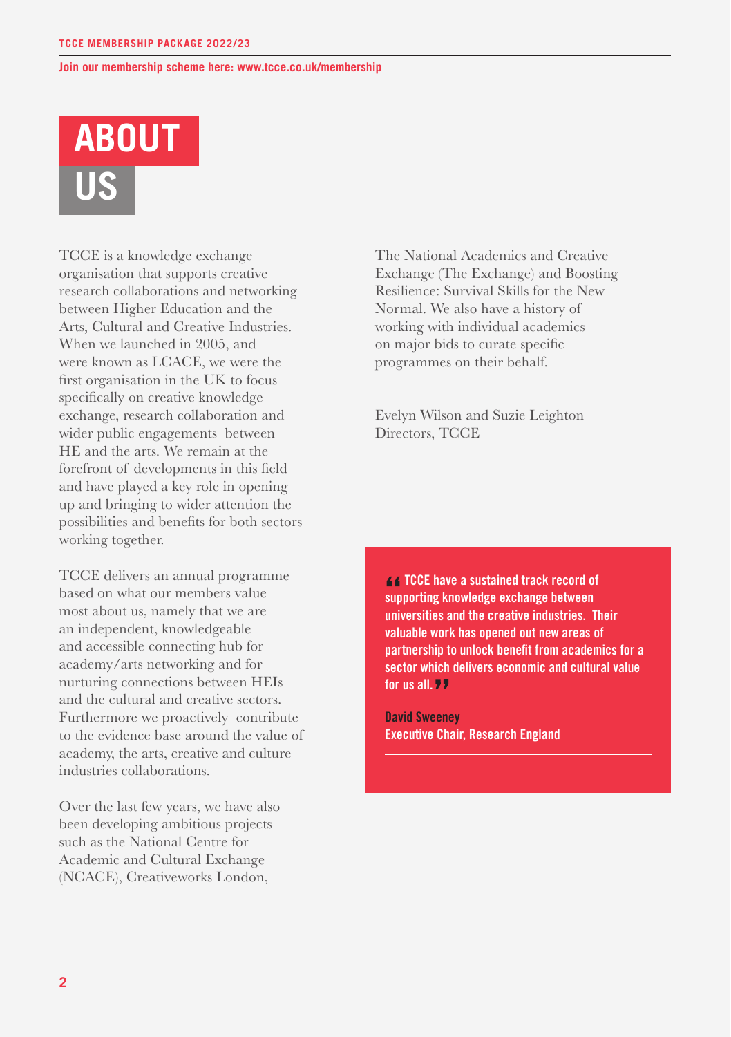Join our membership scheme here: [www.tcce.co.uk/membership](www.tcce.co.uk/membership)

# ABOUT US

TCCE is a knowledge exchange organisation that supports creative research collaborations and networking between Higher Education and the Arts, Cultural and Creative Industries. When we launched in 2005, and were known as LCACE, we were the first organisation in the UK to focus specifically on creative knowledge exchange, research collaboration and wider public engagements between HE and the arts. We remain at the forefront of developments in this field and have played a key role in opening up and bringing to wider attention the possibilities and benefits for both sectors working together.

TCCE delivers an annual programme based on what our members value most about us, namely that we are an independent, knowledgeable and accessible connecting hub for academy/arts networking and for nurturing connections between HEIs and the cultural and creative sectors. Furthermore we proactively contribute to the evidence base around the value of academy, the arts, creative and culture industries collaborations.

Over the last few years, we have also been developing ambitious projects such as the National Centre for Academic and Cultural Exchange (NCACE), Creativeworks London, The National Academics and Creative Exchange (The Exchange) and Boosting Resilience: Survival Skills for the New Normal. We also have a history of working with individual academics on major bids to curate specific programmes on their behalf.

Evelyn Wilson and Suzie Leighton
Directors, TCCE

> **"TCCE have a sustained track record of supporting knowledge exchange between universities and the creative industries. Their valuable work has opened out new areas of partnership to unlock benefit from academics for a sector which delivers economic and cultural value for us all."**
>
> **David Sweeney**
> **Executive Chair, Research England**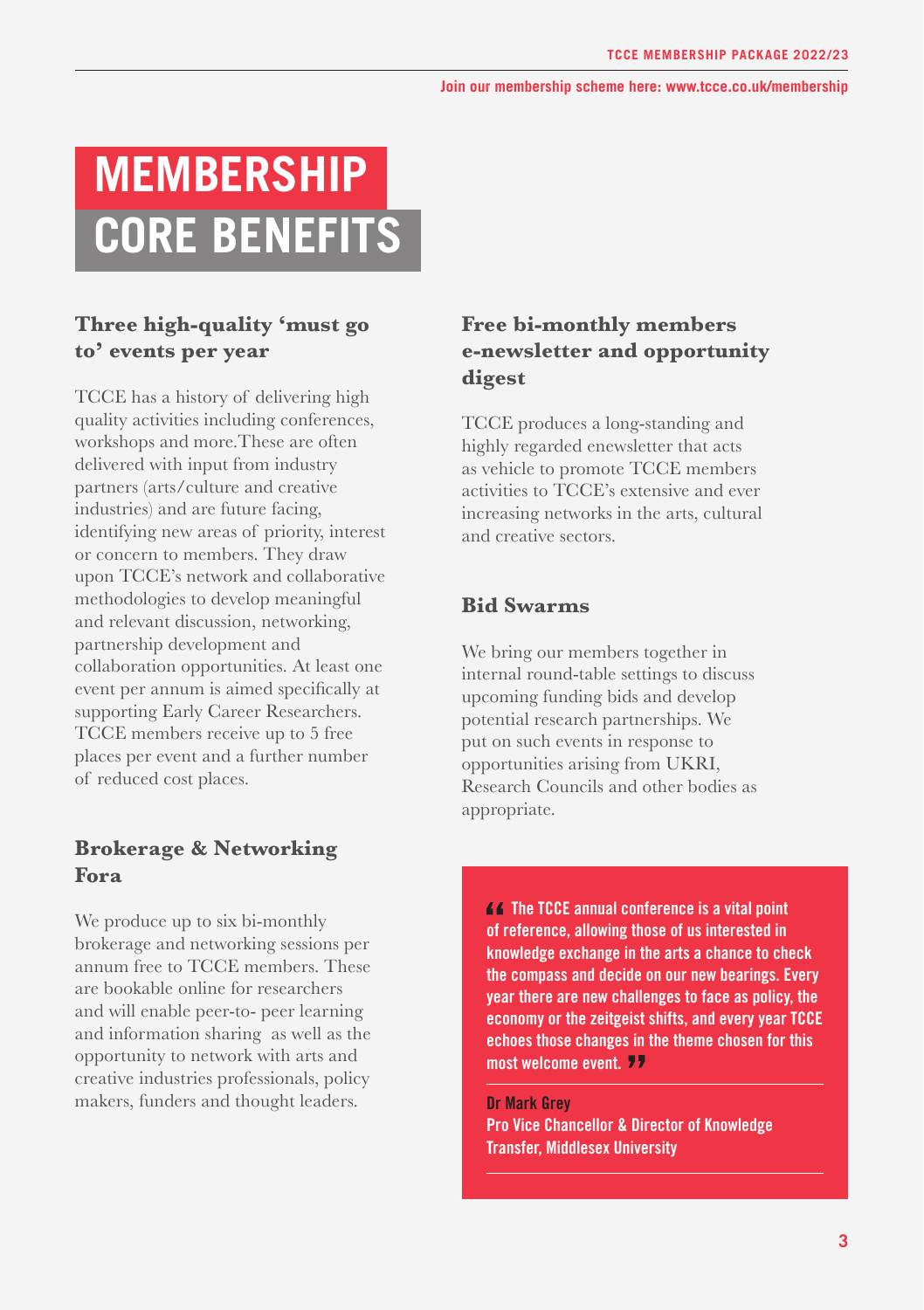Join our membership scheme here: www.tcce.co.uk/membership

# MEMBERSHIP CORE BENEFITS

### Three high-quality 'must go to' events per year

TCCE has a history of delivering high quality activities including conferences, workshops and more.These are often delivered with input from industry partners (arts/culture and creative industries) and are future facing, identifying new areas of priority, interest or concern to members. They draw upon TCCE's network and collaborative methodologies to develop meaningful and relevant discussion, networking, partnership development and collaboration opportunities. At least one event per annum is aimed specifically at supporting Early Career Researchers. TCCE members receive up to 5 free places per event and a further number of reduced cost places.

### Brokerage & Networking Fora

We produce up to six bi-monthly brokerage and networking sessions per annum free to TCCE members. These are bookable online for researchers and will enable peer-to- peer learning and information sharing as well as the opportunity to network with arts and creative industries professionals, policy makers, funders and thought leaders.

### Free bi-monthly members e-newsletter and opportunity digest

TCCE produces a long-standing and highly regarded enewsletter that acts as vehicle to promote TCCE members activities to TCCE's extensive and ever increasing networks in the arts, cultural and creative sectors.

### Bid Swarms

We bring our members together in internal round-table settings to discuss upcoming funding bids and develop potential research partnerships. We put on such events in response to opportunities arising from UKRI, Research Councils and other bodies as appropriate.

> **"The TCCE annual conference is a vital point of reference, allowing those of us interested in knowledge exchange in the arts a chance to check the compass and decide on our new bearings. Every year there are new challenges to face as policy, the economy or the zeitgeist shifts, and every year TCCE echoes those changes in the theme chosen for this most welcome event."**
>
> **Dr Mark Grey**
> **Pro Vice Chancellor & Director of Knowledge Transfer, Middlesex University**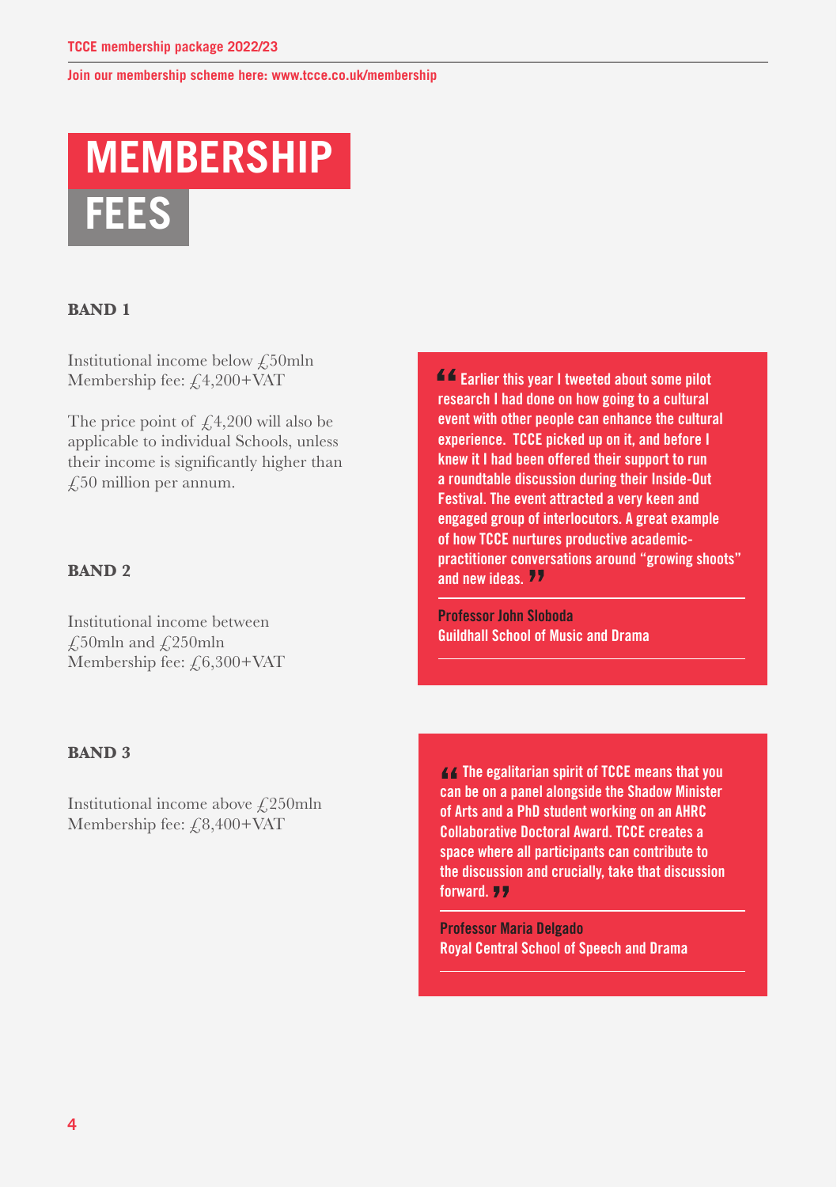# MEMBERSHIP FEES

**BAND 1**

Institutional income below £50mln
Membership fee: £4,200+VAT

The price point of £4,200 will also be applicable to individual Schools, unless their income is significantly higher than £50 million per annum.

**BAND 2**

Institutional income between £50mln and £250mln
Membership fee: £6,300+VAT

**BAND 3**

Institutional income above £250mln
Membership fee: £8,400+VAT

> “Earlier this year I tweeted about some pilot research I had done on how going to a cultural event with other people can enhance the cultural experience. TCCE picked up on it, and before I knew it I had been offered their support to run a roundtable discussion during their Inside-Out Festival. The event attracted a very keen and engaged group of interlocutors. A great example of how TCCE nurtures productive academic-practitioner conversations around “growing shoots” and new ideas.”
>
> **Professor John Sloboda**
> **Guildhall School of Music and Drama**

> “The egalitarian spirit of TCCE means that you can be on a panel alongside the Shadow Minister of Arts and a PhD student working on an AHRC Collaborative Doctoral Award. TCCE creates a space where all participants can contribute to the discussion and crucially, take that discussion forward.”
>
> **Professor Maria Delgado**
> **Royal Central School of Speech and Drama**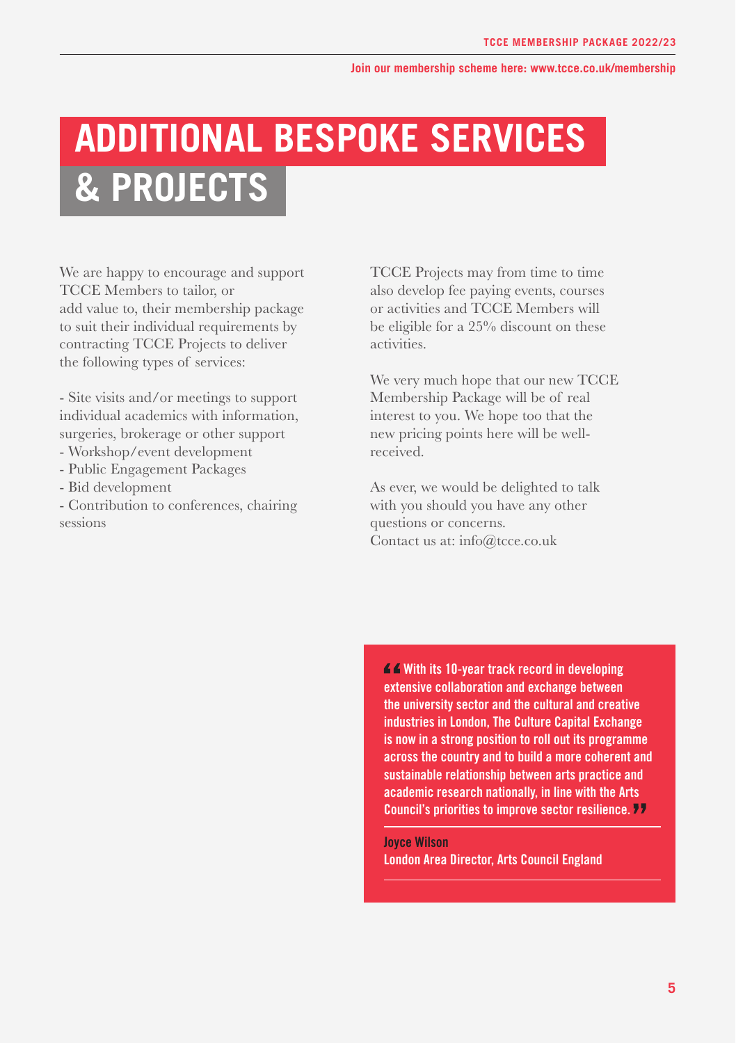Join our membership scheme here: www.tcce.co.uk/membership

# ADDITIONAL BESPOKE SERVICES & PROJECTS

We are happy to encourage and support TCCE Members to tailor, or add value to, their membership package to suit their individual requirements by contracting TCCE Projects to deliver the following types of services:

- Site visits and/or meetings to support individual academics with information, surgeries, brokerage or other support
- Workshop/event development
- Public Engagement Packages
- Bid development
- Contribution to conferences, chairing sessions

TCCE Projects may from time to time also develop fee paying events, courses or activities and TCCE Members will be eligible for a 25% discount on these activities.

We very much hope that our new TCCE Membership Package will be of real interest to you. We hope too that the new pricing points here will be well-received.

As ever, we would be delighted to talk with you should you have any other questions or concerns.
Contact us at: info@tcce.co.uk

> **"With its 10-year track record in developing extensive collaboration and exchange between the university sector and the cultural and creative industries in London, The Culture Capital Exchange is now in a strong position to roll out its programme across the country and to build a more coherent and sustainable relationship between arts practice and academic research nationally, in line with the Arts Council's priorities to improve sector resilience."**
>
> **Joyce Wilson**
> **London Area Director, Arts Council England**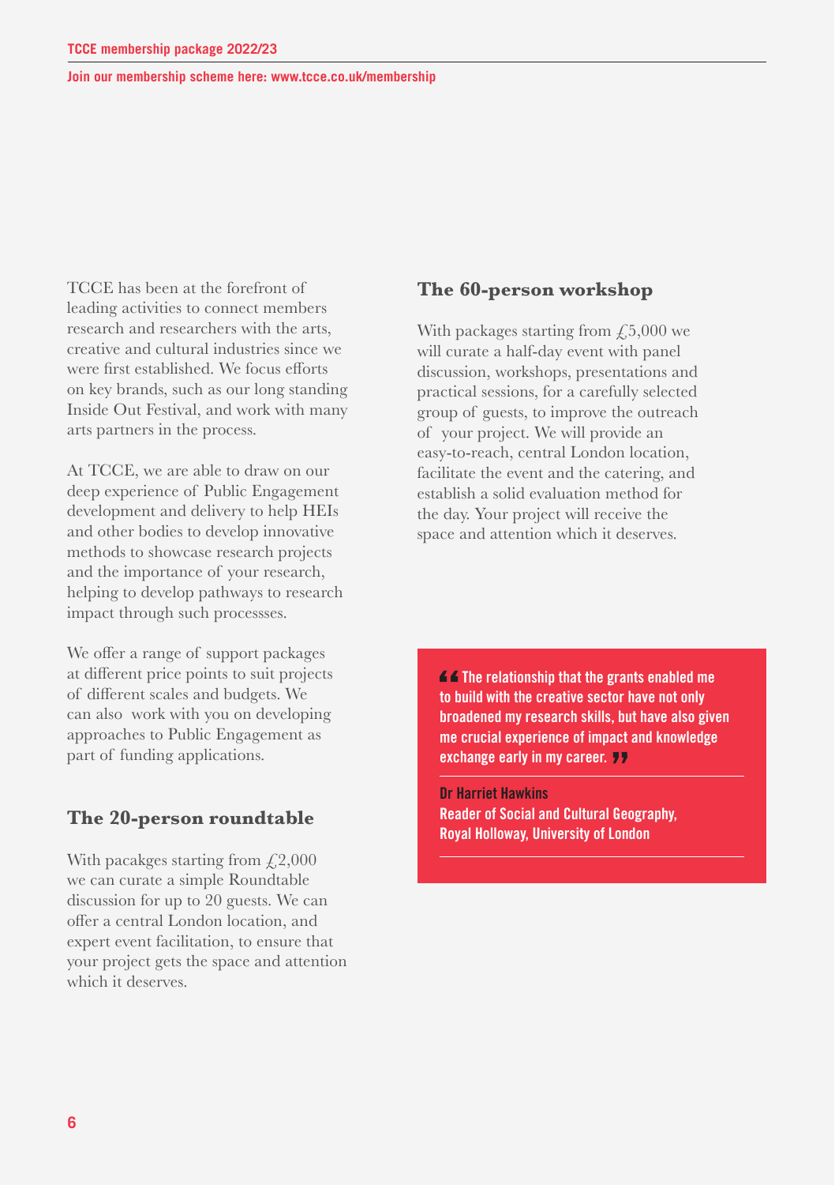TCCE has been at the forefront of leading activities to connect members research and researchers with the arts, creative and cultural industries since we were first established. We focus efforts on key brands, such as our long standing Inside Out Festival, and work with many arts partners in the process.

At TCCE, we are able to draw on our deep experience of Public Engagement development and delivery to help HEIs and other bodies to develop innovative methods to showcase research projects and the importance of your research, helping to develop pathways to research impact through such processses.

We offer a range of support packages at different price points to suit projects of different scales and budgets. We can also work with you on developing approaches to Public Engagement as part of funding applications.

## The 20-person roundtable

With pacakges starting from £2,000 we can curate a simple Roundtable discussion for up to 20 guests. We can offer a central London location, and expert event facilitation, to ensure that your project gets the space and attention which it deserves.

## The 60-person workshop

With packages starting from £5,000 we will curate a half-day event with panel discussion, workshops, presentations and practical sessions, for a carefully selected group of guests, to improve the outreach of your project. We will provide an easy-to-reach, central London location, facilitate the event and the catering, and establish a solid evaluation method for the day. Your project will receive the space and attention which it deserves.

> **"The relationship that the grants enabled me to build with the creative sector have not only broadened my research skills, but have also given me crucial experience of impact and knowledge exchange early in my career."**
>
> **Dr Harriet Hawkins**
> **Reader of Social and Cultural Geography, Royal Holloway, University of London**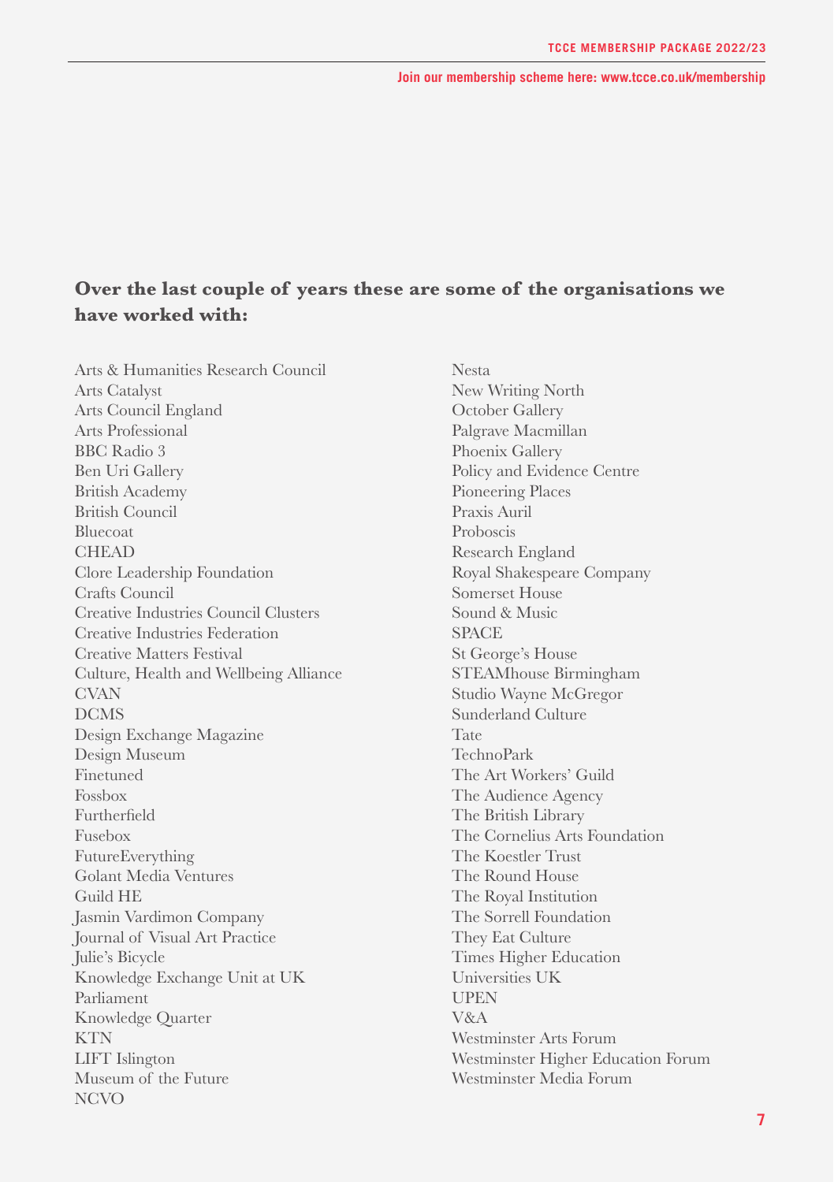Join our membership scheme here: www.tcce.co.uk/membership

**Over the last couple of years these are some of the organisations we have worked with:**

Arts & Humanities Research Council
Arts Catalyst
Arts Council England
Arts Professional
BBC Radio 3
Ben Uri Gallery
British Academy
British Council
Bluecoat
CHEAD
Clore Leadership Foundation
Crafts Council
Creative Industries Council Clusters
Creative Industries Federation
Creative Matters Festival
Culture, Health and Wellbeing Alliance
CVAN
DCMS
Design Exchange Magazine
Design Museum
Finetuned
Fossbox
Furtherfield
Fusebox
FutureEverything
Golant Media Ventures
Guild HE
Jasmin Vardimon Company
Journal of Visual Art Practice
Julie's Bicycle
Knowledge Exchange Unit at UK Parliament
Knowledge Quarter
KTN
LIFT Islington
Museum of the Future
NCVO
Nesta
New Writing North
October Gallery
Palgrave Macmillan
Phoenix Gallery
Policy and Evidence Centre
Pioneering Places
Praxis Auril
Proboscis
Research England
Royal Shakespeare Company
Somerset House
Sound & Music
SPACE
St George's House
STEAMhouse Birmingham
Studio Wayne McGregor
Sunderland Culture
Tate
TechnoPark
The Art Workers' Guild
The Audience Agency
The British Library
The Cornelius Arts Foundation
The Koestler Trust
The Round House
The Royal Institution
The Sorrell Foundation
They Eat Culture
Times Higher Education
Universities UK
UPEN
V&A
Westminster Arts Forum
Westminster Higher Education Forum
Westminster Media Forum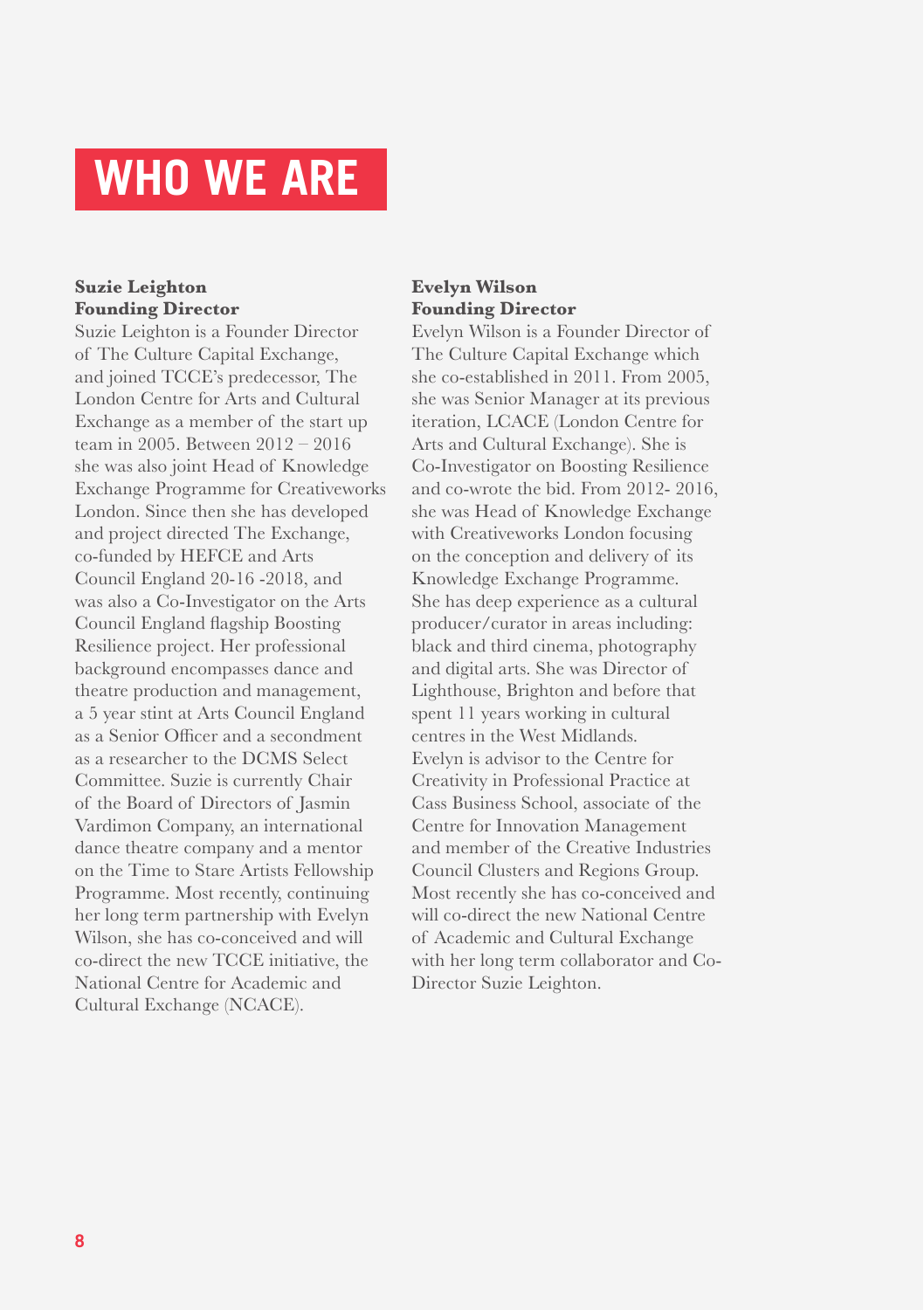# WHO WE ARE

**Suzie Leighton**
**Founding Director**

Suzie Leighton is a Founder Director of The Culture Capital Exchange, and joined TCCE's predecessor, The London Centre for Arts and Cultural Exchange as a member of the start up team in 2005. Between 2012 – 2016 she was also joint Head of Knowledge Exchange Programme for Creativeworks London. Since then she has developed and project directed The Exchange, co-funded by HEFCE and Arts Council England 20-16 -2018, and was also a Co-Investigator on the Arts Council England flagship Boosting Resilience project. Her professional background encompasses dance and theatre production and management, a 5 year stint at Arts Council England as a Senior Officer and a secondment as a researcher to the DCMS Select Committee. Suzie is currently Chair of the Board of Directors of Jasmin Vardimon Company, an international dance theatre company and a mentor on the Time to Stare Artists Fellowship Programme. Most recently, continuing her long term partnership with Evelyn Wilson, she has co-conceived and will co-direct the new TCCE initiative, the National Centre for Academic and Cultural Exchange (NCACE).

**Evelyn Wilson**
**Founding Director**

Evelyn Wilson is a Founder Director of The Culture Capital Exchange which she co-established in 2011. From 2005, she was Senior Manager at its previous iteration, LCACE (London Centre for Arts and Cultural Exchange). She is Co-Investigator on Boosting Resilience and co-wrote the bid. From 2012- 2016, she was Head of Knowledge Exchange with Creativeworks London focusing on the conception and delivery of its Knowledge Exchange Programme. She has deep experience as a cultural producer/curator in areas including: black and third cinema, photography and digital arts. She was Director of Lighthouse, Brighton and before that spent 11 years working in cultural centres in the West Midlands. Evelyn is advisor to the Centre for Creativity in Professional Practice at Cass Business School, associate of the Centre for Innovation Management and member of the Creative Industries Council Clusters and Regions Group. Most recently she has co-conceived and will co-direct the new National Centre of Academic and Cultural Exchange with her long term collaborator and Co-Director Suzie Leighton.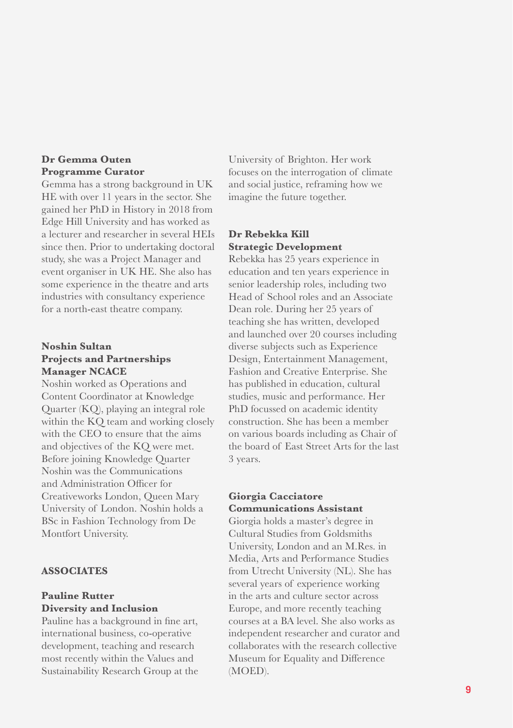**Dr Gemma Outen**
**Programme Curator**

Gemma has a strong background in UK HE with over 11 years in the sector. She gained her PhD in History in 2018 from Edge Hill University and has worked as a lecturer and researcher in several HEIs since then. Prior to undertaking doctoral study, she was a Project Manager and event organiser in UK HE. She also has some experience in the theatre and arts industries with consultancy experience for a north-east theatre company.

**Noshin Sultan**
**Projects and Partnerships Manager NCACE**

Noshin worked as Operations and Content Coordinator at Knowledge Quarter (KQ), playing an integral role within the KQ team and working closely with the CEO to ensure that the aims and objectives of the KQ were met. Before joining Knowledge Quarter Noshin was the Communications and Administration Officer for Creativeworks London, Queen Mary University of London. Noshin holds a BSc in Fashion Technology from De Montfort University.

**ASSOCIATES**

**Pauline Rutter**
**Diversity and Inclusion**

Pauline has a background in fine art, international business, co-operative development, teaching and research most recently within the Values and Sustainability Research Group at the University of Brighton. Her work focuses on the interrogation of climate and social justice, reframing how we imagine the future together.

**Dr Rebekka Kill**
**Strategic Development**

Rebekka has 25 years experience in education and ten years experience in senior leadership roles, including two Head of School roles and an Associate Dean role. During her 25 years of teaching she has written, developed and launched over 20 courses including diverse subjects such as Experience Design, Entertainment Management, Fashion and Creative Enterprise. She has published in education, cultural studies, music and performance. Her PhD focussed on academic identity construction. She has been a member on various boards including as Chair of the board of East Street Arts for the last 3 years.

**Giorgia Cacciatore**
**Communications Assistant**

Giorgia holds a master's degree in Cultural Studies from Goldsmiths University, London and an M.Res. in Media, Arts and Performance Studies from Utrecht University (NL). She has several years of experience working in the arts and culture sector across Europe, and more recently teaching courses at a BA level. She also works as independent researcher and curator and collaborates with the research collective Museum for Equality and Difference (MOED).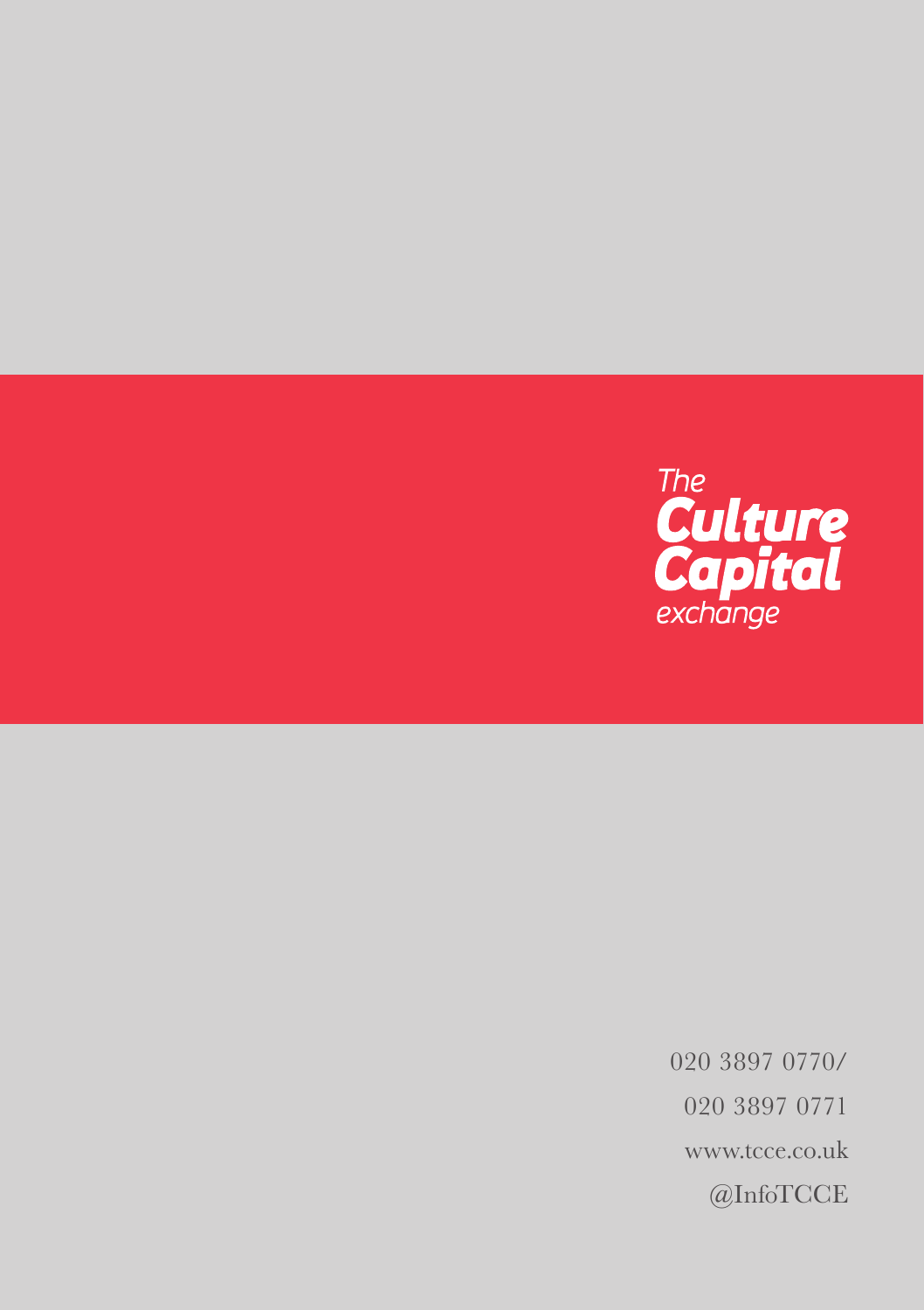The
Culture
Capital
exchange

020 3897 0770/
020 3897 0771
www.tcce.co.uk
@InfoTCCE